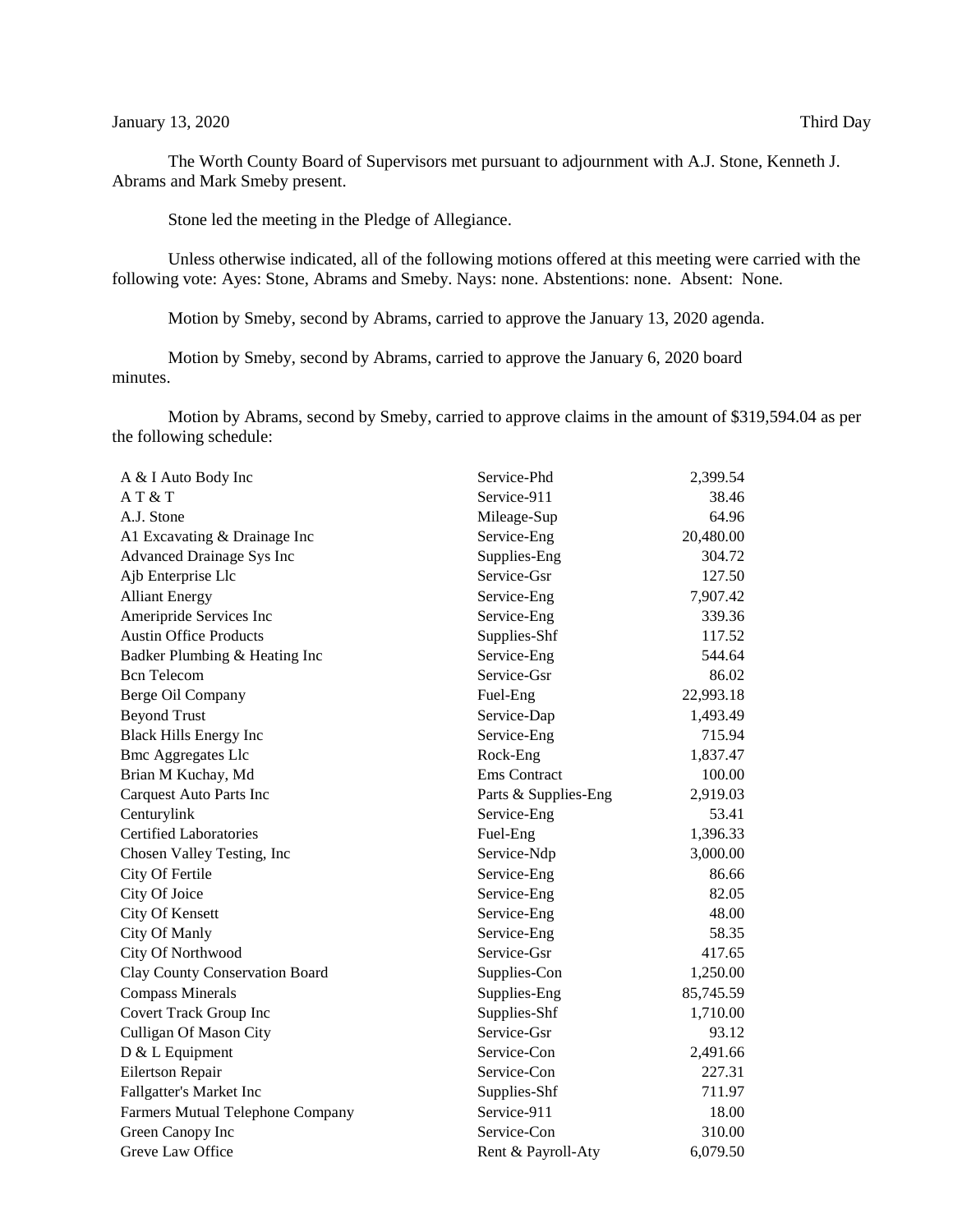January 13, 2020 Third Day

The Worth County Board of Supervisors met pursuant to adjournment with A.J. Stone, Kenneth J. Abrams and Mark Smeby present.

Stone led the meeting in the Pledge of Allegiance.

Unless otherwise indicated, all of the following motions offered at this meeting were carried with the following vote: Ayes: Stone, Abrams and Smeby. Nays: none. Abstentions: none. Absent: None.

Motion by Smeby, second by Abrams, carried to approve the January 13, 2020 agenda.

Motion by Smeby, second by Abrams, carried to approve the January 6, 2020 board minutes.

Motion by Abrams, second by Smeby, carried to approve claims in the amount of $319,594.04 as per the following schedule:

| | | |
|---|---|---|
| A & I Auto Body Inc | Service-Phd | 2,399.54 |
| A T & T | Service-911 | 38.46 |
| A.J. Stone | Mileage-Sup | 64.96 |
| A1 Excavating & Drainage Inc | Service-Eng | 20,480.00 |
| Advanced Drainage Sys Inc | Supplies-Eng | 304.72 |
| Ajb Enterprise Llc | Service-Gsr | 127.50 |
| Alliant Energy | Service-Eng | 7,907.42 |
| Ameripride Services Inc | Service-Eng | 339.36 |
| Austin Office Products | Supplies-Shf | 117.52 |
| Badker Plumbing & Heating Inc | Service-Eng | 544.64 |
| Bcn Telecom | Service-Gsr | 86.02 |
| Berge Oil Company | Fuel-Eng | 22,993.18 |
| Beyond Trust | Service-Dap | 1,493.49 |
| Black Hills Energy Inc | Service-Eng | 715.94 |
| Bmc Aggregates Llc | Rock-Eng | 1,837.47 |
| Brian M Kuchay, Md | Ems Contract | 100.00 |
| Carquest Auto Parts Inc | Parts & Supplies-Eng | 2,919.03 |
| Centurylink | Service-Eng | 53.41 |
| Certified Laboratories | Fuel-Eng | 1,396.33 |
| Chosen Valley Testing, Inc | Service-Ndp | 3,000.00 |
| City Of Fertile | Service-Eng | 86.66 |
| City Of Joice | Service-Eng | 82.05 |
| City Of Kensett | Service-Eng | 48.00 |
| City Of Manly | Service-Eng | 58.35 |
| City Of Northwood | Service-Gsr | 417.65 |
| Clay County Conservation Board | Supplies-Con | 1,250.00 |
| Compass Minerals | Supplies-Eng | 85,745.59 |
| Covert Track Group Inc | Supplies-Shf | 1,710.00 |
| Culligan Of Mason City | Service-Gsr | 93.12 |
| D & L Equipment | Service-Con | 2,491.66 |
| Eilertson Repair | Service-Con | 227.31 |
| Fallgatter's Market Inc | Supplies-Shf | 711.97 |
| Farmers Mutual Telephone Company | Service-911 | 18.00 |
| Green Canopy Inc | Service-Con | 310.00 |
| Greve Law Office | Rent & Payroll-Aty | 6,079.50 |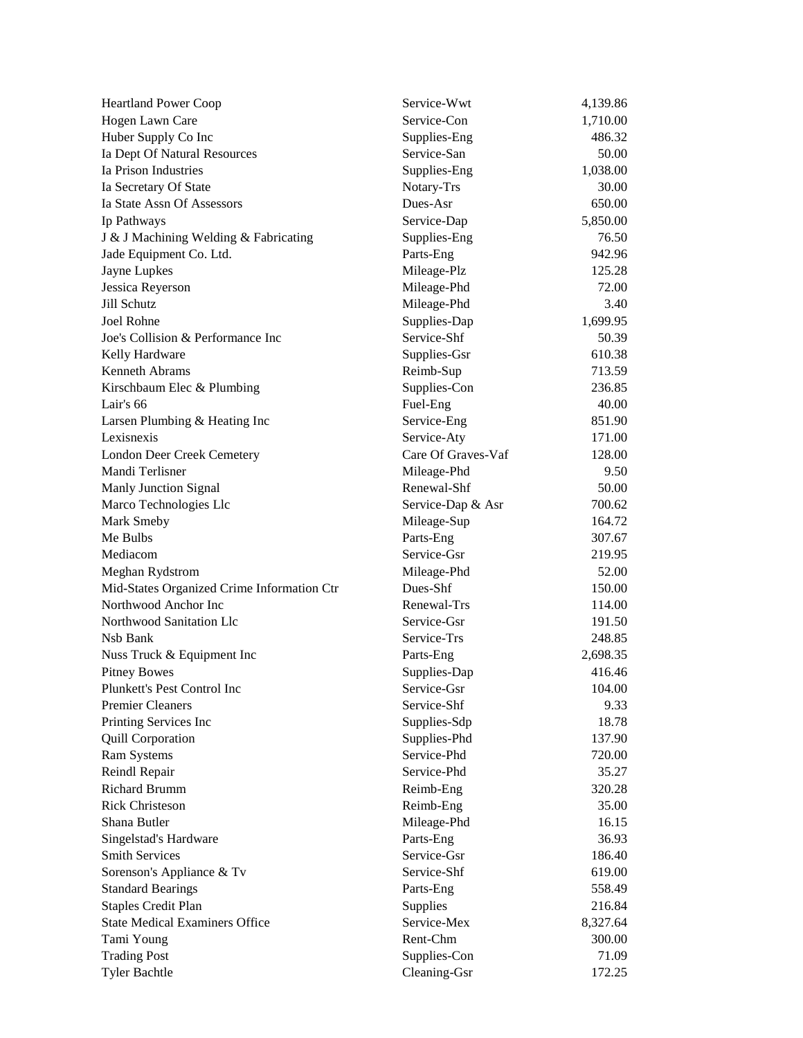| | | |
|---|---|---|
| Heartland Power Coop | Service-Wwt | 4,139.86 |
| Hogen Lawn Care | Service-Con | 1,710.00 |
| Huber Supply Co Inc | Supplies-Eng | 486.32 |
| Ia Dept Of Natural Resources | Service-San | 50.00 |
| Ia Prison Industries | Supplies-Eng | 1,038.00 |
| Ia Secretary Of State | Notary-Trs | 30.00 |
| Ia State Assn Of Assessors | Dues-Asr | 650.00 |
| Ip Pathways | Service-Dap | 5,850.00 |
| J & J Machining Welding & Fabricating | Supplies-Eng | 76.50 |
| Jade Equipment Co. Ltd. | Parts-Eng | 942.96 |
| Jayne Lupkes | Mileage-Plz | 125.28 |
| Jessica Reyerson | Mileage-Phd | 72.00 |
| Jill Schutz | Mileage-Phd | 3.40 |
| Joel Rohne | Supplies-Dap | 1,699.95 |
| Joe's Collision & Performance Inc | Service-Shf | 50.39 |
| Kelly Hardware | Supplies-Gsr | 610.38 |
| Kenneth Abrams | Reimb-Sup | 713.59 |
| Kirschbaum Elec & Plumbing | Supplies-Con | 236.85 |
| Lair's 66 | Fuel-Eng | 40.00 |
| Larsen Plumbing & Heating Inc | Service-Eng | 851.90 |
| Lexisnexis | Service-Aty | 171.00 |
| London Deer Creek Cemetery | Care Of Graves-Vaf | 128.00 |
| Mandi Terlisner | Mileage-Phd | 9.50 |
| Manly Junction Signal | Renewal-Shf | 50.00 |
| Marco Technologies Llc | Service-Dap & Asr | 700.62 |
| Mark Smeby | Mileage-Sup | 164.72 |
| Me Bulbs | Parts-Eng | 307.67 |
| Mediacom | Service-Gsr | 219.95 |
| Meghan Rydstrom | Mileage-Phd | 52.00 |
| Mid-States Organized Crime Information Ctr | Dues-Shf | 150.00 |
| Northwood Anchor Inc | Renewal-Trs | 114.00 |
| Northwood Sanitation Llc | Service-Gsr | 191.50 |
| Nsb Bank | Service-Trs | 248.85 |
| Nuss Truck & Equipment Inc | Parts-Eng | 2,698.35 |
| Pitney Bowes | Supplies-Dap | 416.46 |
| Plunkett's Pest Control Inc | Service-Gsr | 104.00 |
| Premier Cleaners | Service-Shf | 9.33 |
| Printing Services Inc | Supplies-Sdp | 18.78 |
| Quill Corporation | Supplies-Phd | 137.90 |
| Ram Systems | Service-Phd | 720.00 |
| Reindl Repair | Service-Phd | 35.27 |
| Richard Brumm | Reimb-Eng | 320.28 |
| Rick Christeson | Reimb-Eng | 35.00 |
| Shana Butler | Mileage-Phd | 16.15 |
| Singelstad's Hardware | Parts-Eng | 36.93 |
| Smith Services | Service-Gsr | 186.40 |
| Sorenson's Appliance & Tv | Service-Shf | 619.00 |
| Standard Bearings | Parts-Eng | 558.49 |
| Staples Credit Plan | Supplies | 216.84 |
| State Medical Examiners Office | Service-Mex | 8,327.64 |
| Tami Young | Rent-Chm | 300.00 |
| Trading Post | Supplies-Con | 71.09 |
| Tyler Bachtle | Cleaning-Gsr | 172.25 |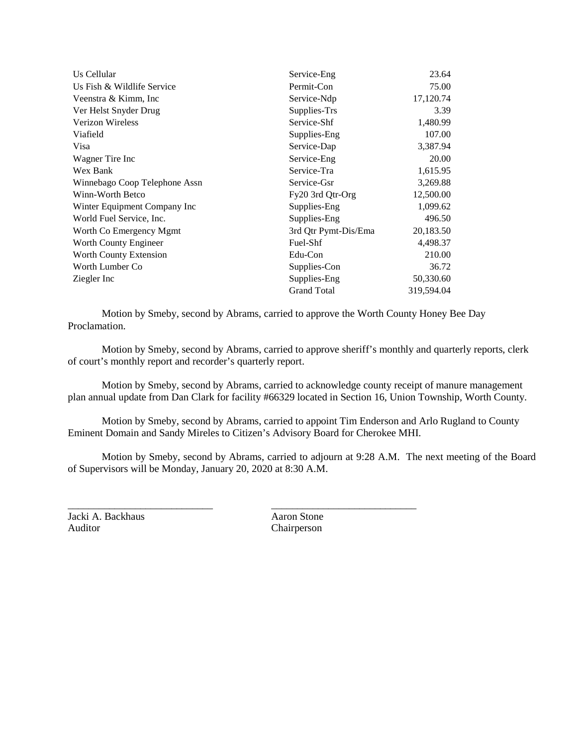| | | |
|---|---|---|
| Us Cellular | Service-Eng | 23.64 |
| Us Fish & Wildlife Service | Permit-Con | 75.00 |
| Veenstra & Kimm, Inc | Service-Ndp | 17,120.74 |
| Ver Helst Snyder Drug | Supplies-Trs | 3.39 |
| Verizon Wireless | Service-Shf | 1,480.99 |
| Viafield | Supplies-Eng | 107.00 |
| Visa | Service-Dap | 3,387.94 |
| Wagner Tire Inc | Service-Eng | 20.00 |
| Wex Bank | Service-Tra | 1,615.95 |
| Winnebago Coop Telephone Assn | Service-Gsr | 3,269.88 |
| Winn-Worth Betco | Fy20 3rd Qtr-Org | 12,500.00 |
| Winter Equipment Company Inc | Supplies-Eng | 1,099.62 |
| World Fuel Service, Inc. | Supplies-Eng | 496.50 |
| Worth Co Emergency Mgmt | 3rd Qtr Pymt-Dis/Ema | 20,183.50 |
| Worth County Engineer | Fuel-Shf | 4,498.37 |
| Worth County Extension | Edu-Con | 210.00 |
| Worth Lumber Co | Supplies-Con | 36.72 |
| Ziegler Inc | Supplies-Eng | 50,330.60 |
| | Grand Total | 319,594.04 |

Motion by Smeby, second by Abrams, carried to approve the Worth County Honey Bee Day Proclamation.

Motion by Smeby, second by Abrams, carried to approve sheriff's monthly and quarterly reports, clerk of court's monthly report and recorder's quarterly report.

Motion by Smeby, second by Abrams, carried to acknowledge county receipt of manure management plan annual update from Dan Clark for facility #66329 located in Section 16, Union Township, Worth County.

Motion by Smeby, second by Abrams, carried to appoint Tim Enderson and Arlo Rugland to County Eminent Domain and Sandy Mireles to Citizen's Advisory Board for Cherokee MHI.

Motion by Smeby, second by Abrams, carried to adjourn at 9:28 A.M. The next meeting of the Board of Supervisors will be Monday, January 20, 2020 at 8:30 A.M.

\_\_\_\_\_\_\_\_\_\_\_\_\_\_\_\_\_\_\_\_\_\_\_\_\_\_\_\_ \_\_\_\_\_\_\_\_\_\_\_\_\_\_\_\_\_\_\_\_\_\_\_\_\_\_\_\_

Jacki A. Backhaus — Auditor

Aaron Stone — Chairperson